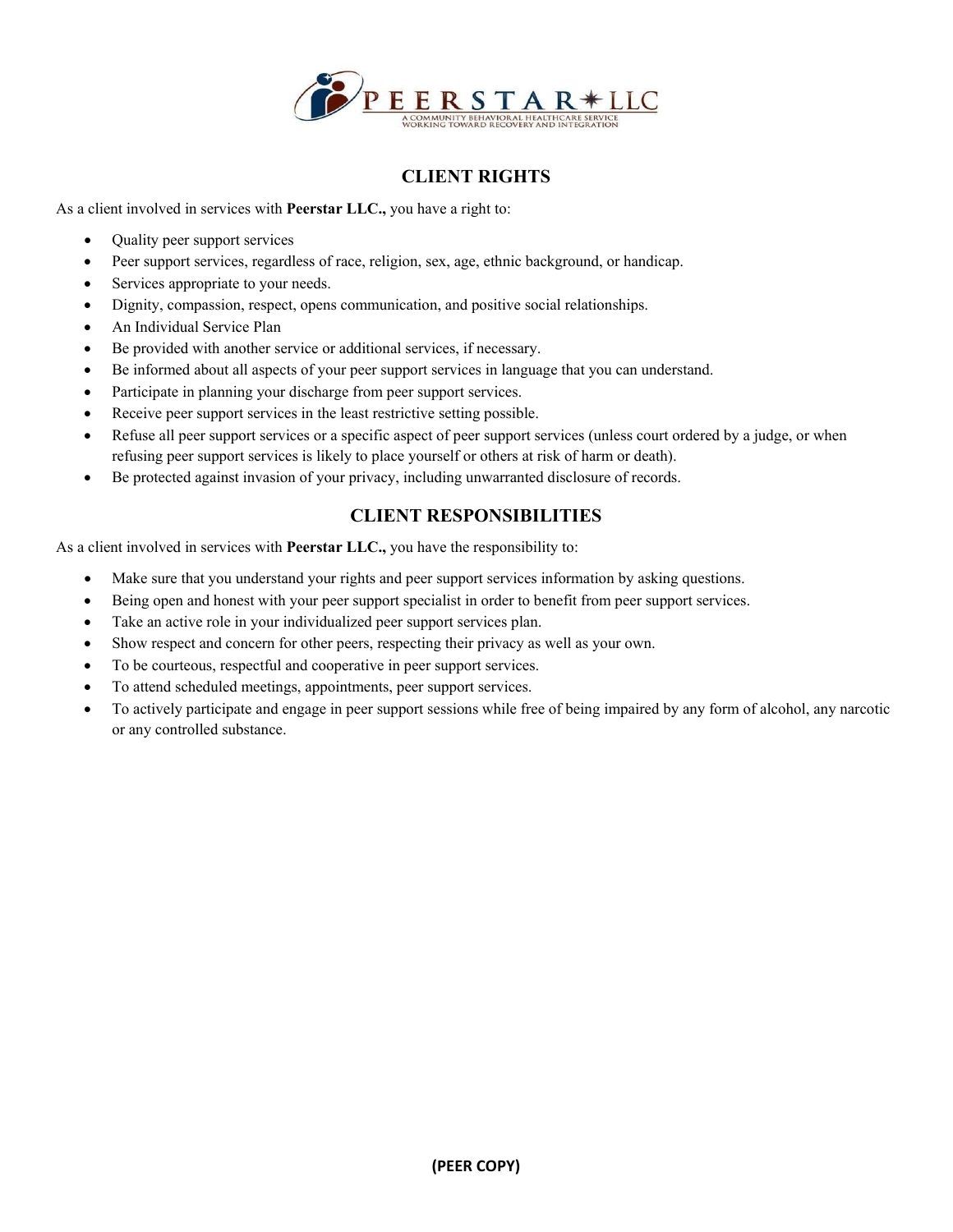PEERSTAR LLC

A COMMUNITY BEHAVIORAL HEALTHCARE SERVICE WORKING TOWARD RECOVERY AND INTEGRATION

## CLIENT RIGHTS

As a client involved in services with **Peerstar LLC.,** you have a right to:

- Quality peer support services
- Peer support services, regardless of race, religion, sex, age, ethnic background, or handicap.
- Services appropriate to your needs.
- Dignity, compassion, respect, opens communication, and positive social relationships.
- An Individual Service Plan
- Be provided with another service or additional services, if necessary.
- Be informed about all aspects of your peer support services in language that you can understand.
- Participate in planning your discharge from peer support services.
- Receive peer support services in the least restrictive setting possible.
- Refuse all peer support services or a specific aspect of peer support services (unless court ordered by a judge, or when refusing peer support services is likely to place yourself or others at risk of harm or death).
- Be protected against invasion of your privacy, including unwarranted disclosure of records.

## CLIENT RESPONSIBILITIES

As a client involved in services with **Peerstar LLC.,** you have the responsibility to:

- Make sure that you understand your rights and peer support services information by asking questions.
- Being open and honest with your peer support specialist in order to benefit from peer support services.
- Take an active role in your individualized peer support services plan.
- Show respect and concern for other peers, respecting their privacy as well as your own.
- To be courteous, respectful and cooperative in peer support services.
- To attend scheduled meetings, appointments, peer support services.
- To actively participate and engage in peer support sessions while free of being impaired by any form of alcohol, any narcotic or any controlled substance.

**(PEER COPY)**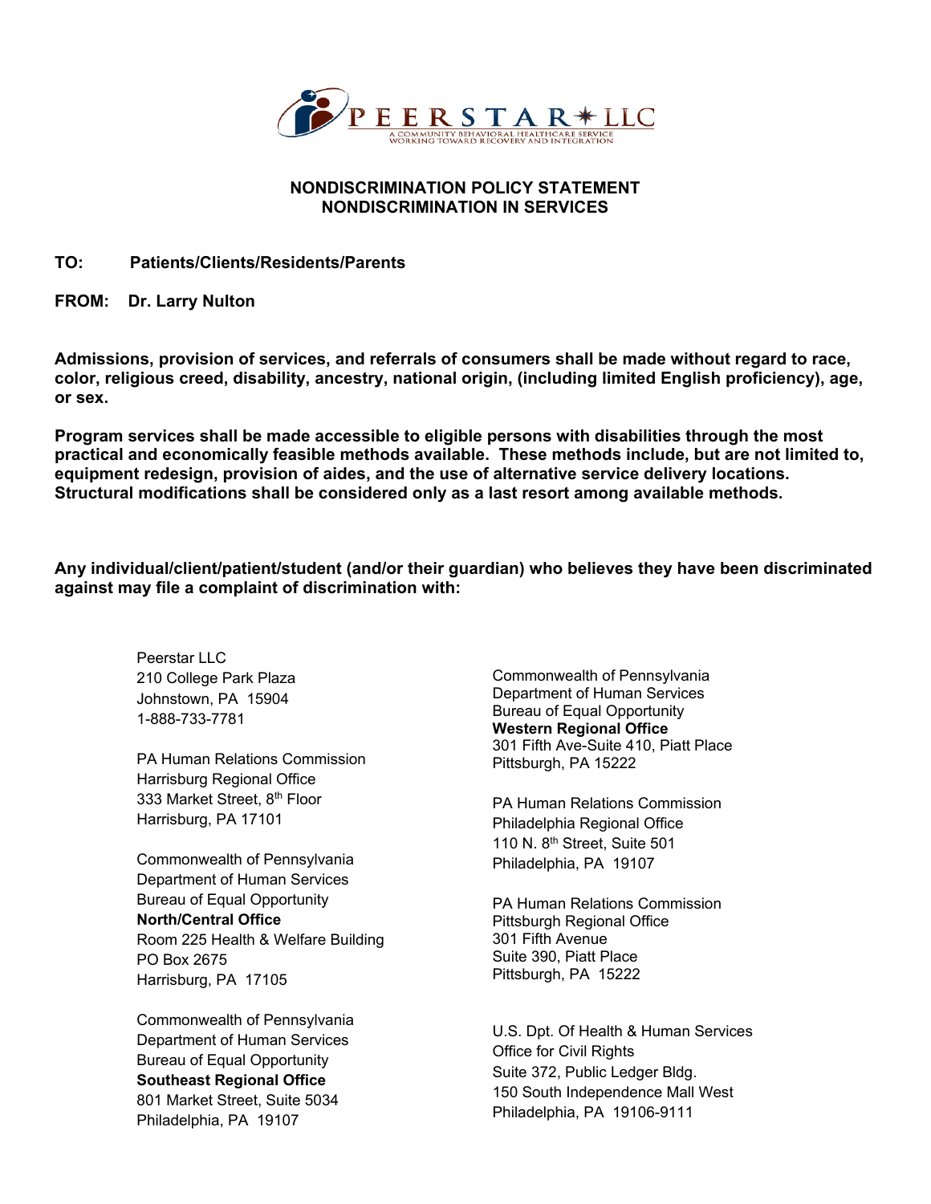PEERSTAR LLC

A COMMUNITY BEHAVIORAL HEALTHCARE SERVICE WORKING TOWARD RECOVERY AND INTEGRATION

## NONDISCRIMINATION POLICY STATEMENT
## NONDISCRIMINATION IN SERVICES

**TO: Patients/Clients/Residents/Parents**

**FROM: Dr. Larry Nulton**

**Admissions, provision of services, and referrals of consumers shall be made without regard to race, color, religious creed, disability, ancestry, national origin, (including limited English proficiency), age, or sex.**

**Program services shall be made accessible to eligible persons with disabilities through the most practical and economically feasible methods available. These methods include, but are not limited to, equipment redesign, provision of aides, and the use of alternative service delivery locations. Structural modifications shall be considered only as a last resort among available methods.**

**Any individual/client/patient/student (and/or their guardian) who believes they have been discriminated against may file a complaint of discrimination with:**

Peerstar LLC
210 College Park Plaza
Johnstown, PA 15904
1-888-733-7781

PA Human Relations Commission
Harrisburg Regional Office
333 Market Street, 8th Floor
Harrisburg, PA 17101

Commonwealth of Pennsylvania
Department of Human Services
Bureau of Equal Opportunity
**North/Central Office**
Room 225 Health & Welfare Building
PO Box 2675
Harrisburg, PA 17105

Commonwealth of Pennsylvania
Department of Human Services
Bureau of Equal Opportunity
**Southeast Regional Office**
801 Market Street, Suite 5034
Philadelphia, PA 19107

Commonwealth of Pennsylvania
Department of Human Services
Bureau of Equal Opportunity
**Western Regional Office**
301 Fifth Ave-Suite 410, Piatt Place
Pittsburgh, PA 15222

PA Human Relations Commission
Philadelphia Regional Office
110 N. 8th Street, Suite 501
Philadelphia, PA 19107

PA Human Relations Commission
Pittsburgh Regional Office
301 Fifth Avenue
Suite 390, Piatt Place
Pittsburgh, PA 15222

U.S. Dpt. Of Health & Human Services
Office for Civil Rights
Suite 372, Public Ledger Bldg.
150 South Independence Mall West
Philadelphia, PA 19106-9111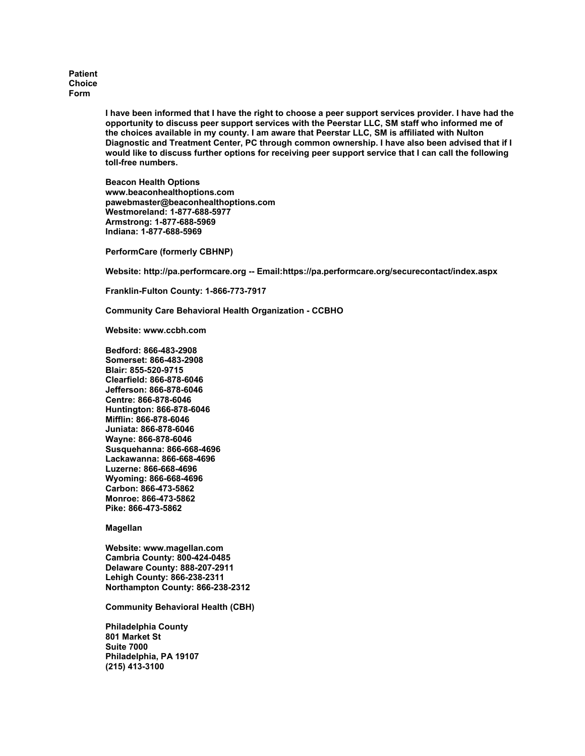**Patient Choice Form**

**I have been informed that I have the right to choose a peer support services provider. I have had the opportunity to discuss peer support services with the Peerstar LLC, SM staff who informed me of the choices available in my county. I am aware that Peerstar LLC, SM is affiliated with Nulton Diagnostic and Treatment Center, PC through common ownership. I have also been advised that if I would like to discuss further options for receiving peer support service that I can call the following toll-free numbers.**

**Beacon Health Options**
**www.beaconhealthoptions.com**
**pawebmaster@beaconhealthoptions.com**
**Westmoreland: 1-877-688-5977**
**Armstrong: 1-877-688-5969**
**Indiana: 1-877-688-5969**

**PerformCare (formerly CBHNP)**

**Website: http://pa.performcare.org -- Email:https://pa.performcare.org/securecontact/index.aspx**

**Franklin-Fulton County: 1-866-773-7917**

**Community Care Behavioral Health Organization - CCBHO**

**Website: www.ccbh.com**

**Bedford: 866-483-2908**
**Somerset: 866-483-2908**
**Blair: 855-520-9715**
**Clearfield: 866-878-6046**
**Jefferson: 866-878-6046**
**Centre: 866-878-6046**
**Huntington: 866-878-6046**
**Mifflin: 866-878-6046**
**Juniata: 866-878-6046**
**Wayne: 866-878-6046**
**Susquehanna: 866-668-4696**
**Lackawanna: 866-668-4696**
**Luzerne: 866-668-4696**
**Wyoming: 866-668-4696**
**Carbon: 866-473-5862**
**Monroe: 866-473-5862**
**Pike: 866-473-5862**

**Magellan**

**Website: www.magellan.com**
**Cambria County: 800-424-0485**
**Delaware County: 888-207-2911**
**Lehigh County: 866-238-2311**
**Northampton County: 866-238-2312**

**Community Behavioral Health (CBH)**

**Philadelphia County**
**801 Market St**
**Suite 7000**
**Philadelphia, PA 19107**
**(215) 413-3100**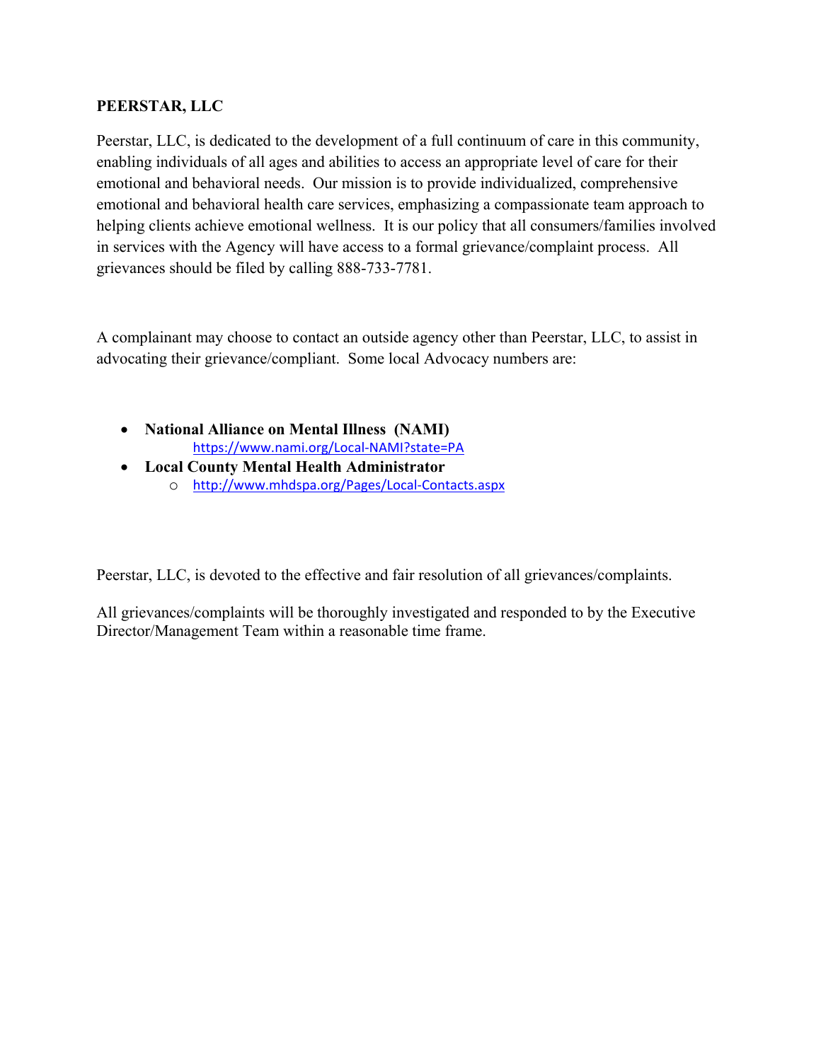**PEERSTAR, LLC**

Peerstar, LLC, is dedicated to the development of a full continuum of care in this community, enabling individuals of all ages and abilities to access an appropriate level of care for their emotional and behavioral needs. Our mission is to provide individualized, comprehensive emotional and behavioral health care services, emphasizing a compassionate team approach to helping clients achieve emotional wellness. It is our policy that all consumers/families involved in services with the Agency will have access to a formal grievance/complaint process. All grievances should be filed by calling 888-733-7781.

A complainant may choose to contact an outside agency other than Peerstar, LLC, to assist in advocating their grievance/compliant. Some local Advocacy numbers are:

- **National Alliance on Mental Illness (NAMI)**
  https://www.nami.org/Local-NAMI?state=PA
- **Local County Mental Health Administrator**
  - http://www.mhdspa.org/Pages/Local-Contacts.aspx

Peerstar, LLC, is devoted to the effective and fair resolution of all grievances/complaints.

All grievances/complaints will be thoroughly investigated and responded to by the Executive Director/Management Team within a reasonable time frame.